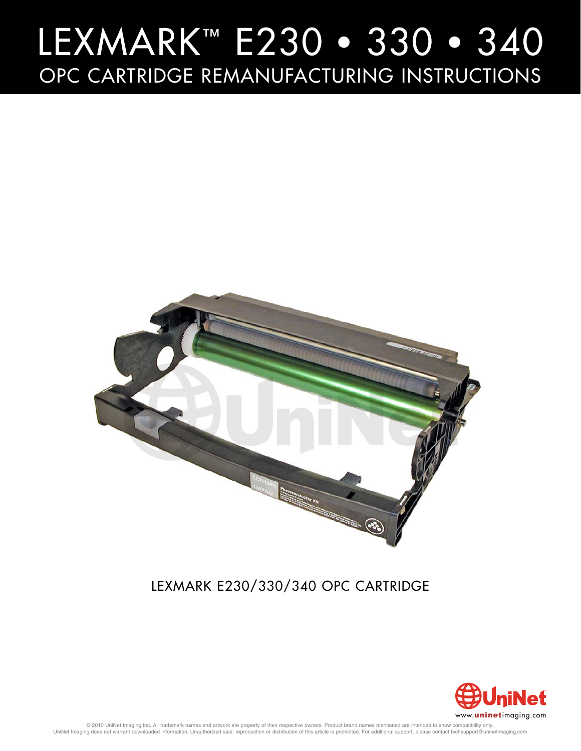# LEXMARK™ E230 • 330 • 340

## OPC CARTRIDGE REMANUFACTURING INSTRUCTIONS

LEXMARK E230/330/340 OPC CARTRIDGE

www.uninetimaging.com

© 2010 UniNet Imaging Inc. All trademark names and artwork are property of their respective owners. Product brand names mentioned are intended to show compatibility only. UniNet Imaging does not warrant downloaded information. Unauthorized sale, reproduction or distribution of this article is prohibited. For additional support, please contact techsupport@uninetimaging.com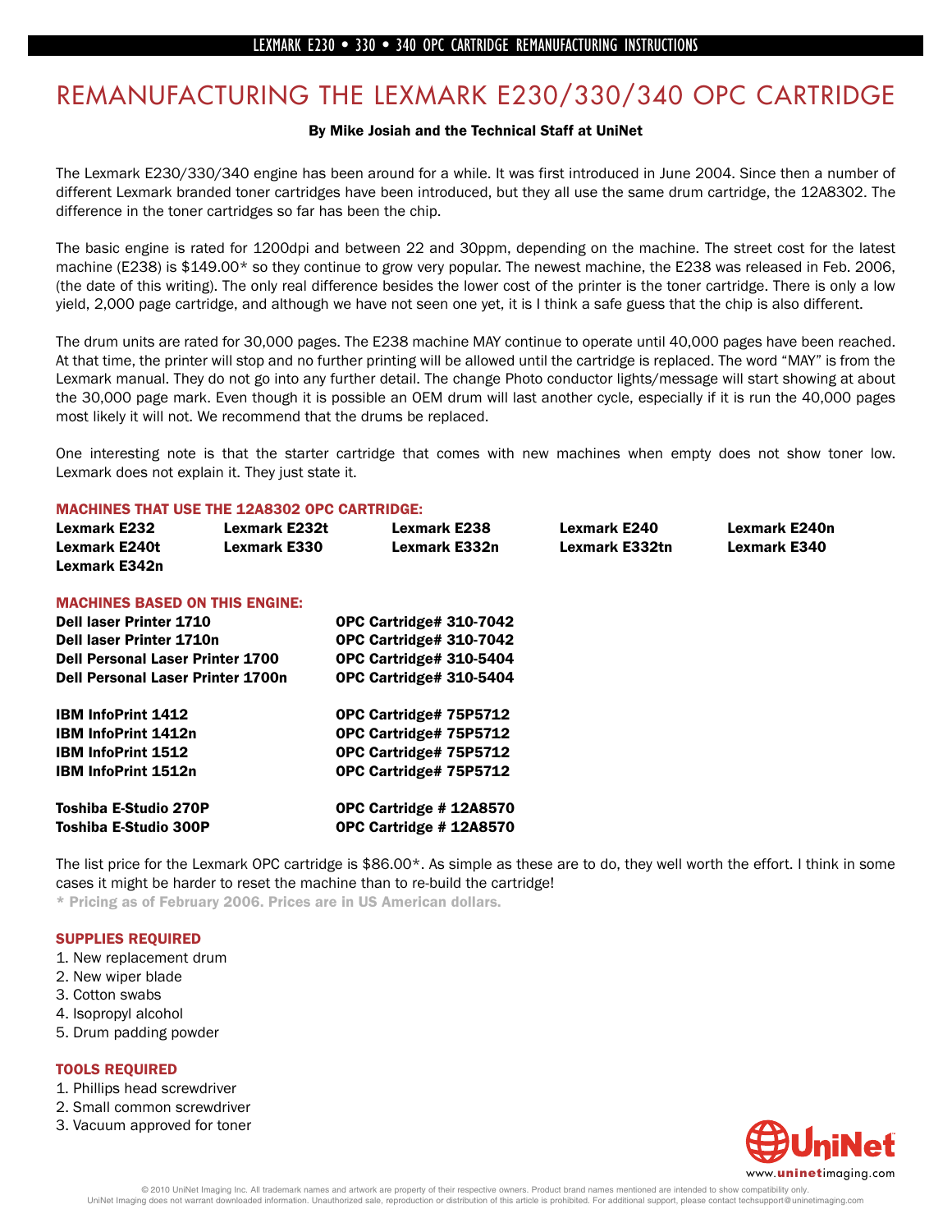# REMANUFACTURING THE LEXMARK E230/330/340 OPC CARTRIDGE

**By Mike Josiah and the Technical Staff at UniNet**

The Lexmark E230/330/340 engine has been around for a while. It was first introduced in June 2004. Since then a number of different Lexmark branded toner cartridges have been introduced, but they all use the same drum cartridge, the 12A8302. The difference in the toner cartridges so far has been the chip.

The basic engine is rated for 1200dpi and between 22 and 30ppm, depending on the machine. The street cost for the latest machine (E238) is $149.00* so they continue to grow very popular. The newest machine, the E238 was released in Feb. 2006, (the date of this writing). The only real difference besides the lower cost of the printer is the toner cartridge. There is only a low yield, 2,000 page cartridge, and although we have not seen one yet, it is I think a safe guess that the chip is also different.

The drum units are rated for 30,000 pages. The E238 machine MAY continue to operate until 40,000 pages have been reached. At that time, the printer will stop and no further printing will be allowed until the cartridge is replaced. The word "MAY" is from the Lexmark manual. They do not go into any further detail. The change Photo conductor lights/message will start showing at about the 30,000 page mark. Even though it is possible an OEM drum will last another cycle, especially if it is run the 40,000 pages most likely it will not. We recommend that the drums be replaced.

One interesting note is that the starter cartridge that comes with new machines when empty does not show toner low. Lexmark does not explain it. They just state it.

### MACHINES THAT USE THE 12A8302 OPC CARTRIDGE:

**Lexmark E232** | **Lexmark E232t** | **Lexmark E238** | **Lexmark E240** | **Lexmark E240n**
**Lexmark E240t** | **Lexmark E330** | **Lexmark E332n** | **Lexmark E332tn** | **Lexmark E340**
**Lexmark E342n**

### MACHINES BASED ON THIS ENGINE:

| Machine | OPC Cartridge |
|---|---|
| **Dell laser Printer 1710** | **OPC Cartridge# 310-7042** |
| **Dell laser Printer 1710n** | **OPC Cartridge# 310-7042** |
| **Dell Personal Laser Printer 1700** | **OPC Cartridge# 310-5404** |
| **Dell Personal Laser Printer 1700n** | **OPC Cartridge# 310-5404** |
| **IBM InfoPrint 1412** | **OPC Cartridge# 75P5712** |
| **IBM InfoPrint 1412n** | **OPC Cartridge# 75P5712** |
| **IBM InfoPrint 1512** | **OPC Cartridge# 75P5712** |
| **IBM InfoPrint 1512n** | **OPC Cartridge# 75P5712** |
| **Toshiba E-Studio 270P** | **OPC Cartridge # 12A8570** |
| **Toshiba E-Studio 300P** | **OPC Cartridge # 12A8570** |

The list price for the Lexmark OPC cartridge is $86.00*. As simple as these are to do, they well worth the effort. I think in some cases it might be harder to reset the machine than to re-build the cartridge!

**\* Pricing as of February 2006. Prices are in US American dollars.**

### SUPPLIES REQUIRED

1. New replacement drum
2. New wiper blade
3. Cotton swabs
4. Isopropyl alcohol
5. Drum padding powder

### TOOLS REQUIRED

1. Phillips head screwdriver
2. Small common screwdriver
3. Vacuum approved for toner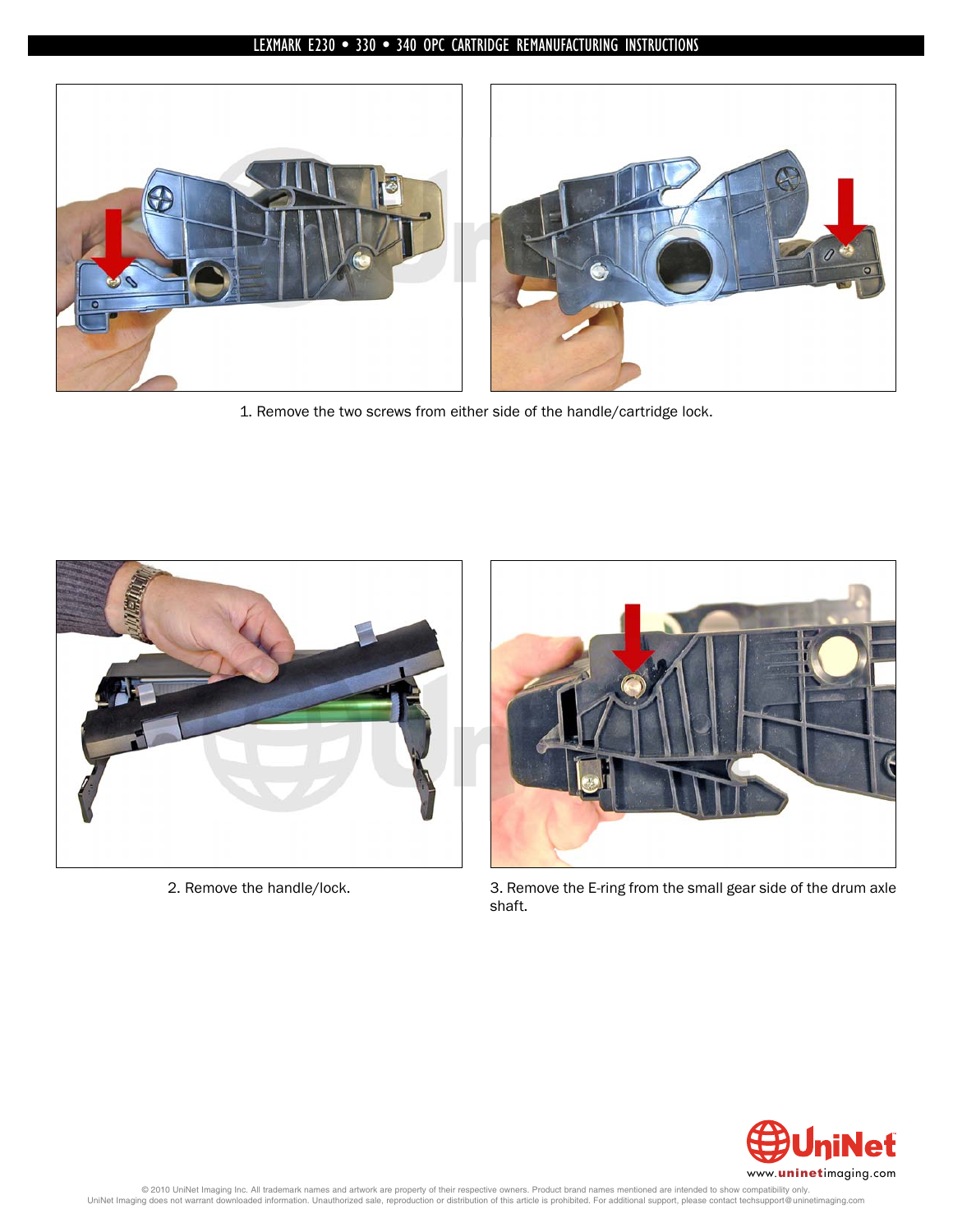1. Remove the two screws from either side of the handle/cartridge lock.

2. Remove the handle/lock.

3. Remove the E-ring from the small gear side of the drum axle shaft.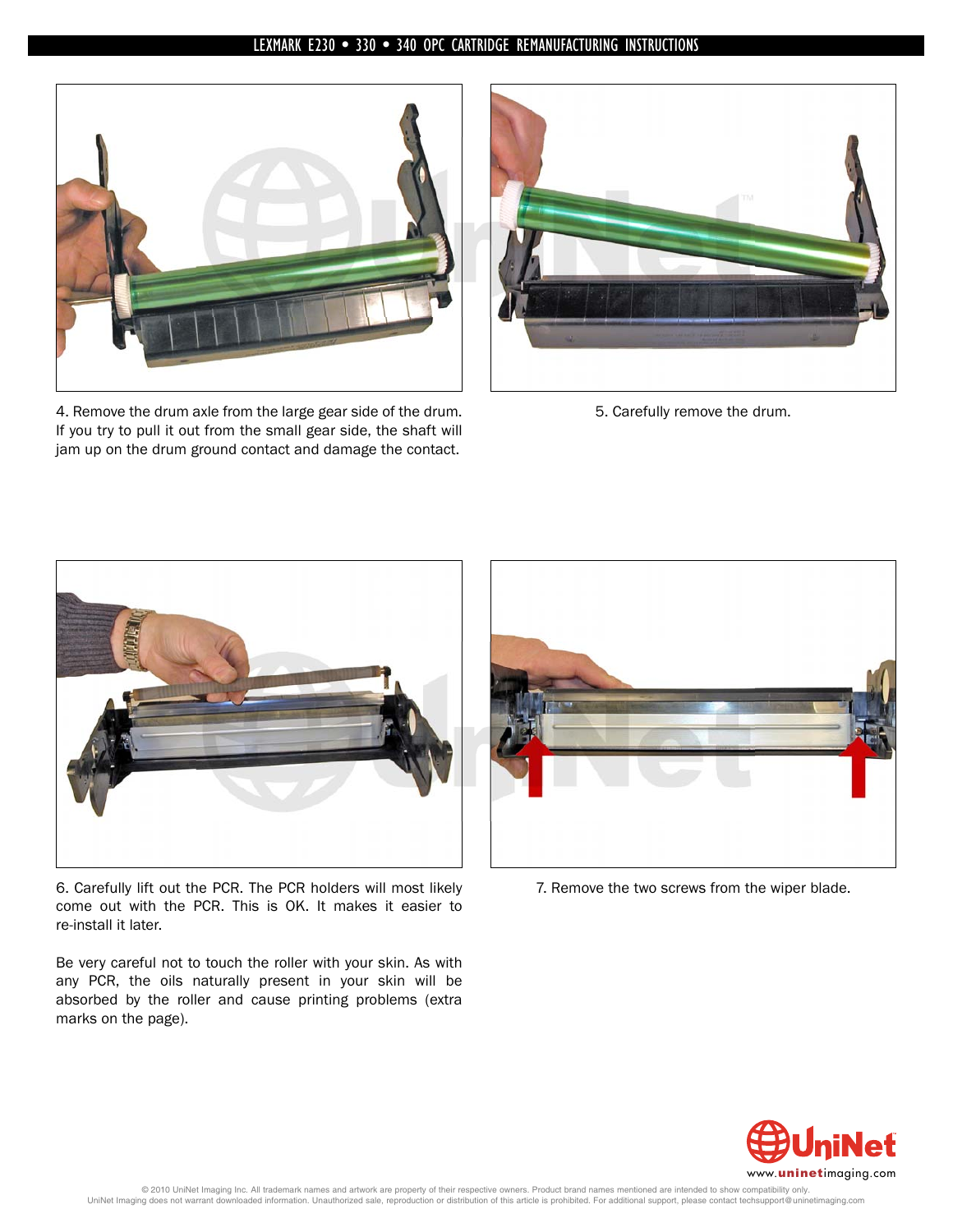4. Remove the drum axle from the large gear side of the drum. If you try to pull it out from the small gear side, the shaft will jam up on the drum ground contact and damage the contact.

5. Carefully remove the drum.

6. Carefully lift out the PCR. The PCR holders will most likely come out with the PCR. This is OK. It makes it easier to re-install it later.

Be very careful not to touch the roller with your skin. As with any PCR, the oils naturally present in your skin will be absorbed by the roller and cause printing problems (extra marks on the page).

7. Remove the two screws from the wiper blade.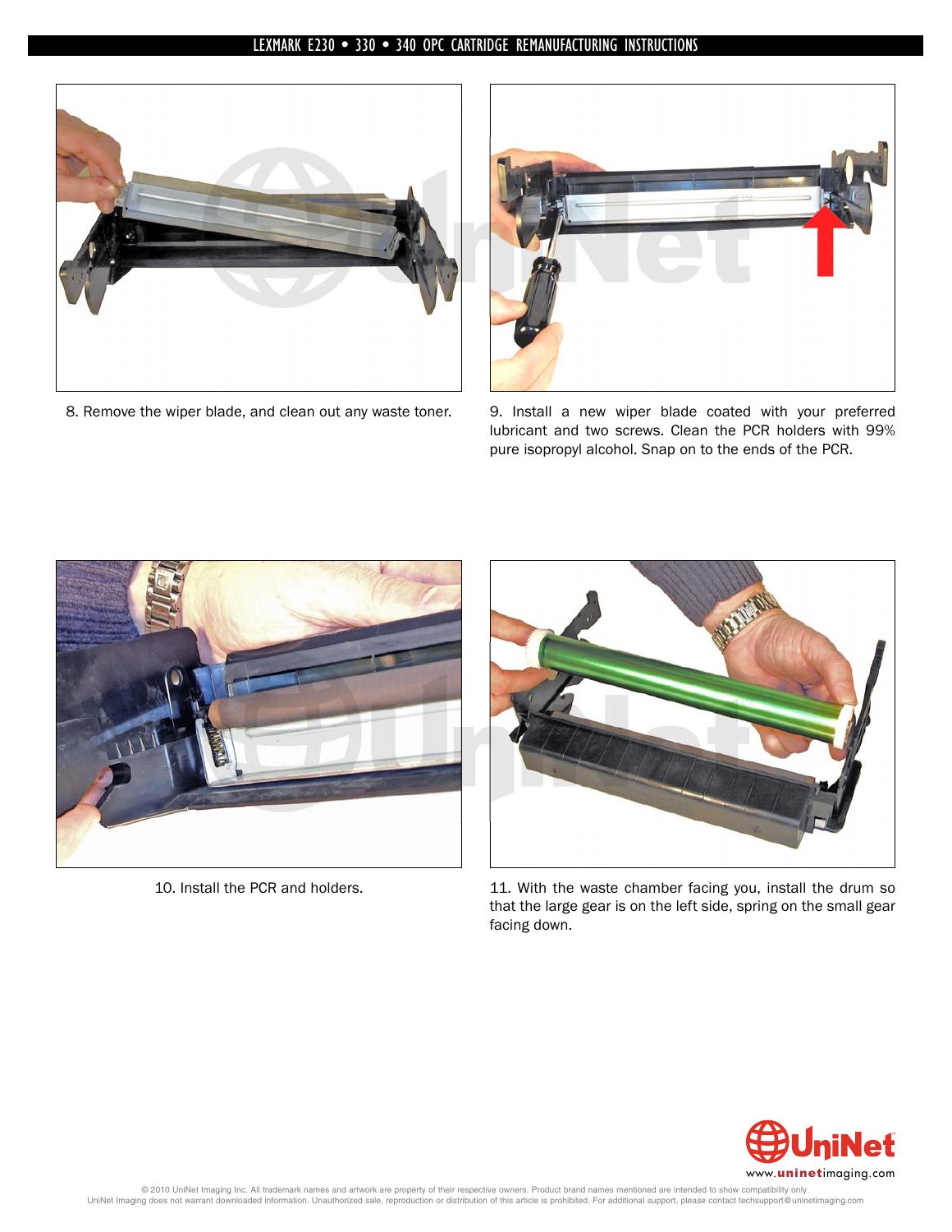8. Remove the wiper blade, and clean out any waste toner.

9. Install a new wiper blade coated with your preferred lubricant and two screws. Clean the PCR holders with 99% pure isopropyl alcohol. Snap on to the ends of the PCR.

10. Install the PCR and holders.

11. With the waste chamber facing you, install the drum so that the large gear is on the left side, spring on the small gear facing down.

© 2010 UniNet Imaging Inc. All trademark names and artwork are property of their respective owners. Product brand names mentioned are intended to show compatibility only.
UniNet Imaging does not warrant downloaded information. Unauthorized sale, reproduction or distribution of this article is prohibited. For additional support, please contact techsupport@uninetimaging.com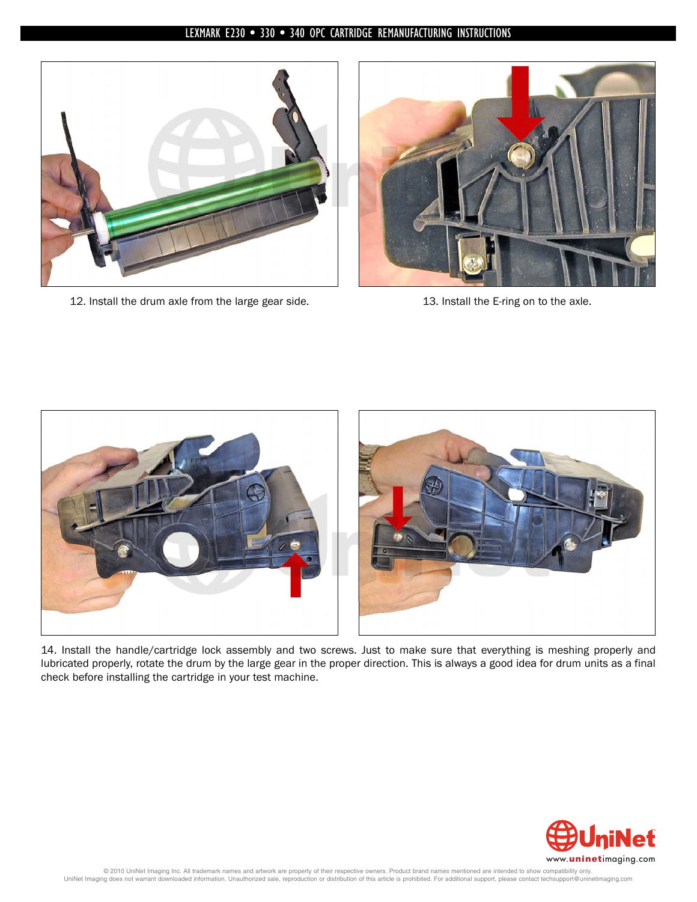12. Install the drum axle from the large gear side.

13. Install the E-ring on to the axle.

14. Install the handle/cartridge lock assembly and two screws. Just to make sure that everything is meshing properly and lubricated properly, rotate the drum by the large gear in the proper direction. This is always a good idea for drum units as a final check before installing the cartridge in your test machine.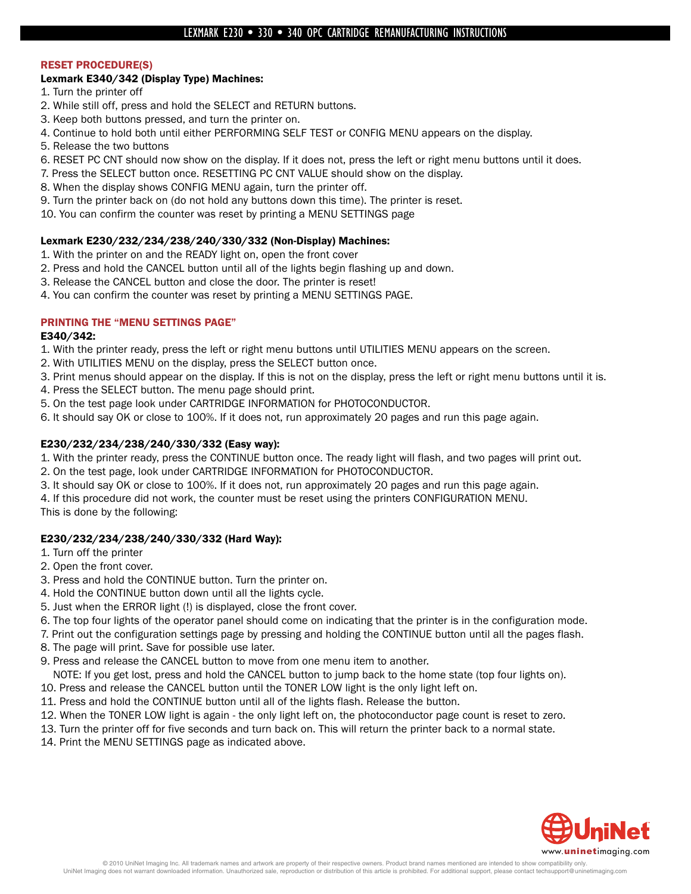## RESET PROCEDURE(S)

### Lexmark E340/342 (Display Type) Machines:

1. Turn the printer off
2. While still off, press and hold the SELECT and RETURN buttons.
3. Keep both buttons pressed, and turn the printer on.
4. Continue to hold both until either PERFORMING SELF TEST or CONFIG MENU appears on the display.
5. Release the two buttons
6. RESET PC CNT should now show on the display. If it does not, press the left or right menu buttons until it does.
7. Press the SELECT button once. RESETTING PC CNT VALUE should show on the display.
8. When the display shows CONFIG MENU again, turn the printer off.
9. Turn the printer back on (do not hold any buttons down this time). The printer is reset.
10. You can confirm the counter was reset by printing a MENU SETTINGS page

### Lexmark E230/232/234/238/240/330/332 (Non-Display) Machines:

1. With the printer on and the READY light on, open the front cover
2. Press and hold the CANCEL button until all of the lights begin flashing up and down.
3. Release the CANCEL button and close the door. The printer is reset!
4. You can confirm the counter was reset by printing a MENU SETTINGS PAGE.

## PRINTING THE "MENU SETTINGS PAGE"

### E340/342:

1. With the printer ready, press the left or right menu buttons until UTILITIES MENU appears on the screen.
2. With UTILITIES MENU on the display, press the SELECT button once.
3. Print menus should appear on the display. If this is not on the display, press the left or right menu buttons until it is.
4. Press the SELECT button. The menu page should print.
5. On the test page look under CARTRIDGE INFORMATION for PHOTOCONDUCTOR.
6. It should say OK or close to 100%. If it does not, run approximately 20 pages and run this page again.

### E230/232/234/238/240/330/332 (Easy way):

1. With the printer ready, press the CONTINUE button once. The ready light will flash, and two pages will print out.
2. On the test page, look under CARTRIDGE INFORMATION for PHOTOCONDUCTOR.
3. It should say OK or close to 100%. If it does not, run approximately 20 pages and run this page again.
4. If this procedure did not work, the counter must be reset using the printers CONFIGURATION MENU.

This is done by the following:

### E230/232/234/238/240/330/332 (Hard Way):

1. Turn off the printer
2. Open the front cover.
3. Press and hold the CONTINUE button. Turn the printer on.
4. Hold the CONTINUE button down until all the lights cycle.
5. Just when the ERROR light (!) is displayed, close the front cover.
6. The top four lights of the operator panel should come on indicating that the printer is in the configuration mode.
7. Print out the configuration settings page by pressing and holding the CONTINUE button until all the pages flash.
8. The page will print. Save for possible use later.
9. Press and release the CANCEL button to move from one menu item to another.
   NOTE: If you get lost, press and hold the CANCEL button to jump back to the home state (top four lights on).
10. Press and release the CANCEL button until the TONER LOW light is the only light left on.
11. Press and hold the CONTINUE button until all of the lights flash. Release the button.
12. When the TONER LOW light is again - the only light left on, the photoconductor page count is reset to zero.
13. Turn the printer off for five seconds and turn back on. This will return the printer back to a normal state.
14. Print the MENU SETTINGS page as indicated above.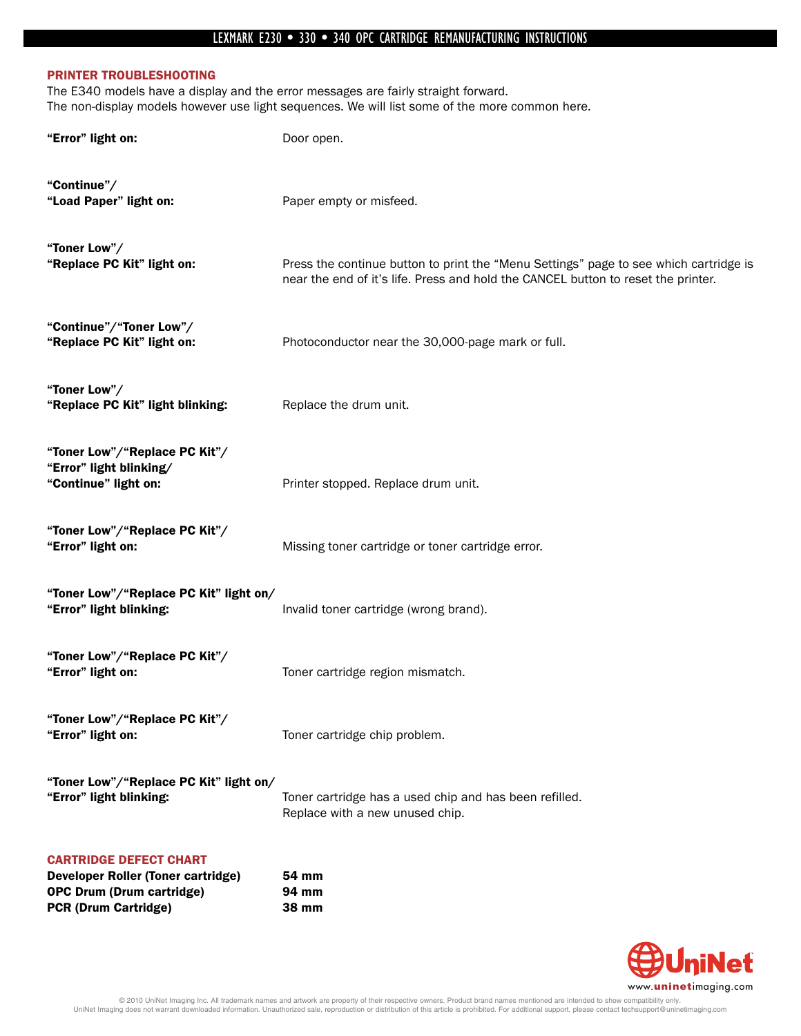## PRINTER TROUBLESHOOTING

The E340 models have a display and the error messages are fairly straight forward.
The non-display models however use light sequences. We will list some of the more common here.

| | |
|---|---|
| **"Error" light on:** | Door open. |
| **"Continue"/ "Load Paper" light on:** | Paper empty or misfeed. |
| **"Toner Low"/ "Replace PC Kit" light on:** | Press the continue button to print the "Menu Settings" page to see which cartridge is near the end of it's life. Press and hold the CANCEL button to reset the printer. |
| **"Continue"/"Toner Low"/ "Replace PC Kit" light on:** | Photoconductor near the 30,000-page mark or full. |
| **"Toner Low"/ "Replace PC Kit" light blinking:** | Replace the drum unit. |
| **"Toner Low"/"Replace PC Kit"/ "Error" light blinking/ "Continue" light on:** | Printer stopped. Replace drum unit. |
| **"Toner Low"/"Replace PC Kit"/ "Error" light on:** | Missing toner cartridge or toner cartridge error. |
| **"Toner Low"/"Replace PC Kit" light on/ "Error" light blinking:** | Invalid toner cartridge (wrong brand). |
| **"Toner Low"/"Replace PC Kit"/ "Error" light on:** | Toner cartridge region mismatch. |
| **"Toner Low"/"Replace PC Kit"/ "Error" light on:** | Toner cartridge chip problem. |
| **"Toner Low"/"Replace PC Kit" light on/ "Error" light blinking:** | Toner cartridge has a used chip and has been refilled. Replace with a new unused chip. |

## CARTRIDGE DEFECT CHART

| | |
|---|---|
| **Developer Roller (Toner cartridge)** | **54 mm** |
| **OPC Drum (Drum cartridge)** | **94 mm** |
| **PCR (Drum Cartridge)** | **38 mm** |

UniNet
www.uninetimaging.com

© 2010 UniNet Imaging Inc. All trademark names and artwork are property of their respective owners. Product brand names mentioned are intended to show compatibility only.
UniNet Imaging does not warrant downloaded information. Unauthorized sale, reproduction or distribution of this article is prohibited. For additional support, please contact techsupport@uninetimaging.com